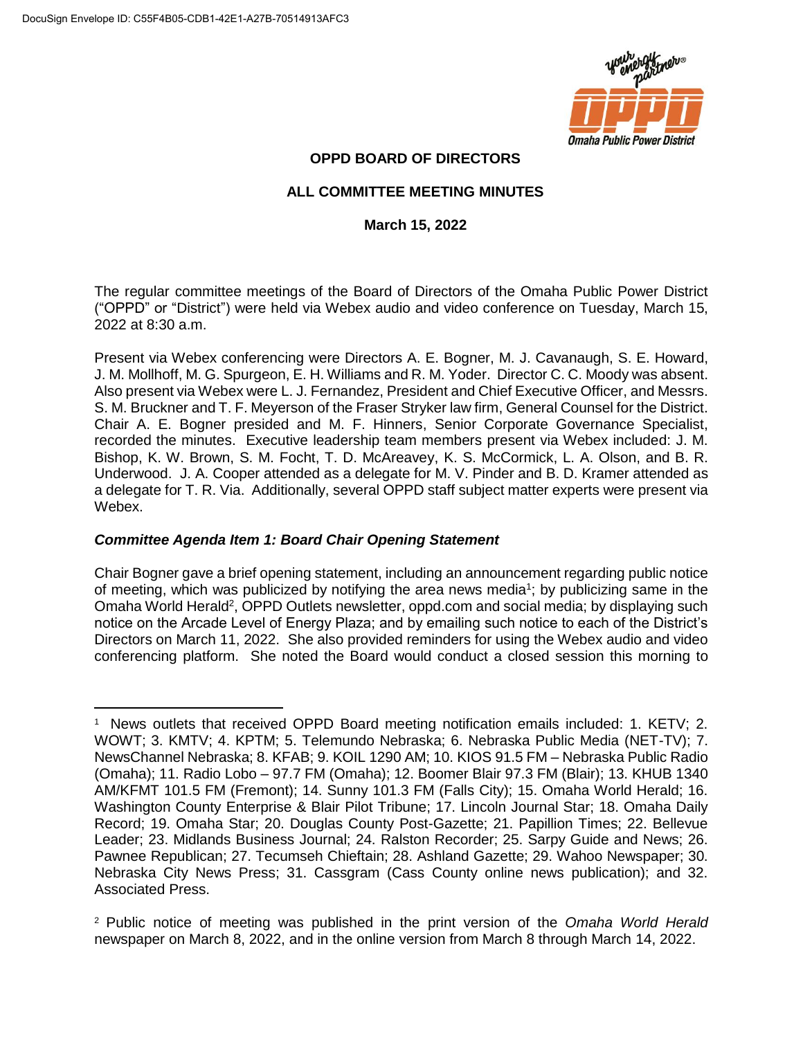# OPPD BOARD OF DIRECTORS

## ALL COMMITTEE MEETING MINUTES

**March 15, 2022**

The regular committee meetings of the Board of Directors of the Omaha Public Power District ("OPPD" or "District") were held via Webex audio and video conference on Tuesday, March 15, 2022 at 8:30 a.m.

Present via Webex conferencing were Directors A. E. Bogner, M. J. Cavanaugh, S. E. Howard, J. M. Mollhoff, M. G. Spurgeon, E. H. Williams and R. M. Yoder. Director C. C. Moody was absent. Also present via Webex were L. J. Fernandez, President and Chief Executive Officer, and Messrs. S. M. Bruckner and T. F. Meyerson of the Fraser Stryker law firm, General Counsel for the District. Chair A. E. Bogner presided and M. F. Hinners, Senior Corporate Governance Specialist, recorded the minutes. Executive leadership team members present via Webex included: J. M. Bishop, K. W. Brown, S. M. Focht, T. D. McAreavey, K. S. McCormick, L. A. Olson, and B. R. Underwood. J. A. Cooper attended as a delegate for M. V. Pinder and B. D. Kramer attended as a delegate for T. R. Via. Additionally, several OPPD staff subject matter experts were present via Webex.

### *Committee Agenda Item 1: Board Chair Opening Statement*

Chair Bogner gave a brief opening statement, including an announcement regarding public notice of meeting, which was publicized by notifying the area news media[1]; by publicizing same in the Omaha World Herald[2], OPPD Outlets newsletter, oppd.com and social media; by displaying such notice on the Arcade Level of Energy Plaza; and by emailing such notice to each of the District's Directors on March 11, 2022. She also provided reminders for using the Webex audio and video conferencing platform. She noted the Board would conduct a closed session this morning to

---

[1] News outlets that received OPPD Board meeting notification emails included: 1. KETV; 2. WOWT; 3. KMTV; 4. KPTM; 5. Telemundo Nebraska; 6. Nebraska Public Media (NET-TV); 7. NewsChannel Nebraska; 8. KFAB; 9. KOIL 1290 AM; 10. KIOS 91.5 FM – Nebraska Public Radio (Omaha); 11. Radio Lobo – 97.7 FM (Omaha); 12. Boomer Blair 97.3 FM (Blair); 13. KHUB 1340 AM/KFMT 101.5 FM (Fremont); 14. Sunny 101.3 FM (Falls City); 15. Omaha World Herald; 16. Washington County Enterprise & Blair Pilot Tribune; 17. Lincoln Journal Star; 18. Omaha Daily Record; 19. Omaha Star; 20. Douglas County Post-Gazette; 21. Papillion Times; 22. Bellevue Leader; 23. Midlands Business Journal; 24. Ralston Recorder; 25. Sarpy Guide and News; 26. Pawnee Republican; 27. Tecumseh Chieftain; 28. Ashland Gazette; 29. Wahoo Newspaper; 30. Nebraska City News Press; 31. Cassgram (Cass County online news publication); and 32. Associated Press.

[2] Public notice of meeting was published in the print version of the *Omaha World Herald* newspaper on March 8, 2022, and in the online version from March 8 through March 14, 2022.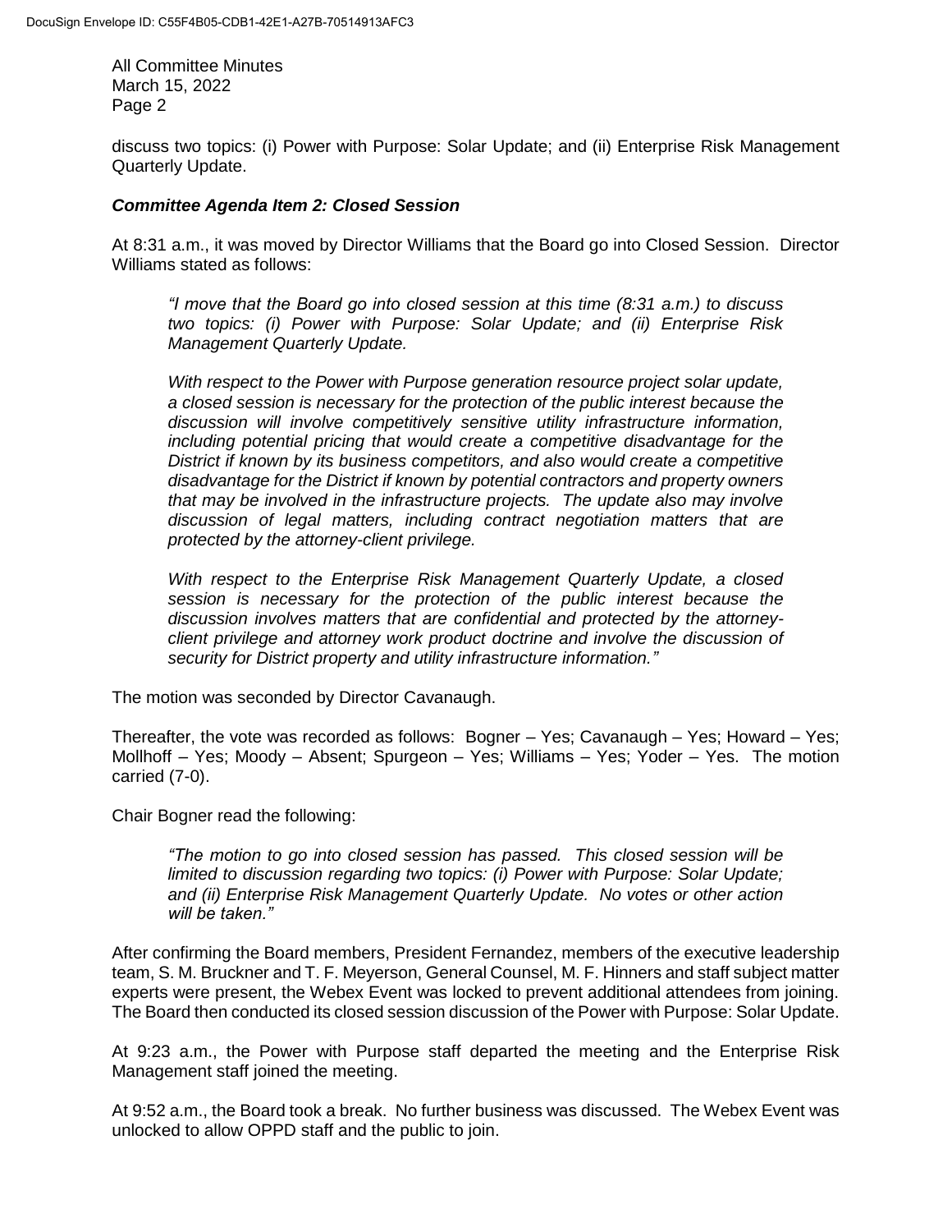discuss two topics: (i) Power with Purpose: Solar Update; and (ii) Enterprise Risk Management Quarterly Update.

***Committee Agenda Item 2: Closed Session***

At 8:31 a.m., it was moved by Director Williams that the Board go into Closed Session. Director Williams stated as follows:

> *"I move that the Board go into closed session at this time (8:31 a.m.) to discuss two topics: (i) Power with Purpose: Solar Update; and (ii) Enterprise Risk Management Quarterly Update.*
>
> *With respect to the Power with Purpose generation resource project solar update, a closed session is necessary for the protection of the public interest because the discussion will involve competitively sensitive utility infrastructure information, including potential pricing that would create a competitive disadvantage for the District if known by its business competitors, and also would create a competitive disadvantage for the District if known by potential contractors and property owners that may be involved in the infrastructure projects. The update also may involve discussion of legal matters, including contract negotiation matters that are protected by the attorney-client privilege.*
>
> *With respect to the Enterprise Risk Management Quarterly Update, a closed session is necessary for the protection of the public interest because the discussion involves matters that are confidential and protected by the attorney-client privilege and attorney work product doctrine and involve the discussion of security for District property and utility infrastructure information."*

The motion was seconded by Director Cavanaugh.

Thereafter, the vote was recorded as follows: Bogner – Yes; Cavanaugh – Yes; Howard – Yes; Mollhoff – Yes; Moody – Absent; Spurgeon – Yes; Williams – Yes; Yoder – Yes. The motion carried (7-0).

Chair Bogner read the following:

> *"The motion to go into closed session has passed. This closed session will be limited to discussion regarding two topics: (i) Power with Purpose: Solar Update; and (ii) Enterprise Risk Management Quarterly Update. No votes or other action will be taken."*

After confirming the Board members, President Fernandez, members of the executive leadership team, S. M. Bruckner and T. F. Meyerson, General Counsel, M. F. Hinners and staff subject matter experts were present, the Webex Event was locked to prevent additional attendees from joining. The Board then conducted its closed session discussion of the Power with Purpose: Solar Update.

At 9:23 a.m., the Power with Purpose staff departed the meeting and the Enterprise Risk Management staff joined the meeting.

At 9:52 a.m., the Board took a break. No further business was discussed. The Webex Event was unlocked to allow OPPD staff and the public to join.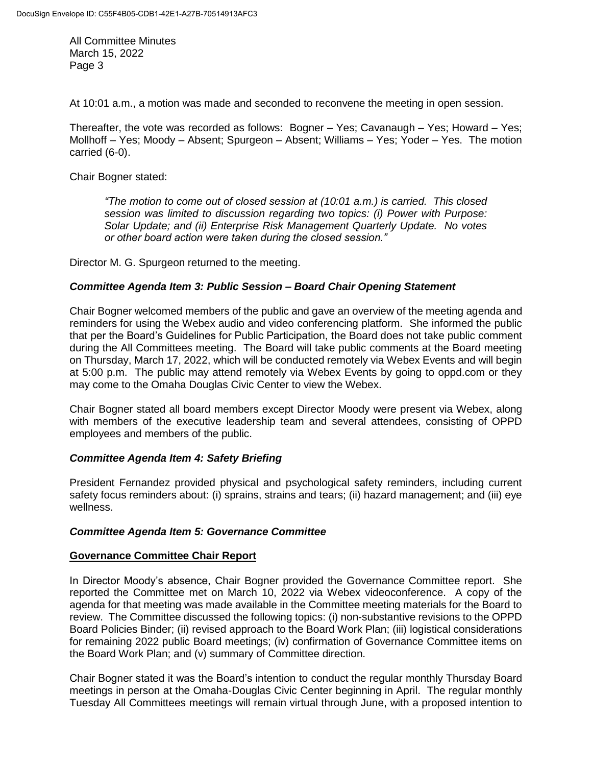At 10:01 a.m., a motion was made and seconded to reconvene the meeting in open session.

Thereafter, the vote was recorded as follows: Bogner – Yes; Cavanaugh – Yes; Howard – Yes; Mollhoff – Yes; Moody – Absent; Spurgeon – Absent; Williams – Yes; Yoder – Yes. The motion carried (6-0).

Chair Bogner stated:

> *"The motion to come out of closed session at (10:01 a.m.) is carried. This closed session was limited to discussion regarding two topics: (i) Power with Purpose: Solar Update; and (ii) Enterprise Risk Management Quarterly Update. No votes or other board action were taken during the closed session."*

Director M. G. Spurgeon returned to the meeting.

### *Committee Agenda Item 3: Public Session – Board Chair Opening Statement*

Chair Bogner welcomed members of the public and gave an overview of the meeting agenda and reminders for using the Webex audio and video conferencing platform. She informed the public that per the Board's Guidelines for Public Participation, the Board does not take public comment during the All Committees meeting. The Board will take public comments at the Board meeting on Thursday, March 17, 2022, which will be conducted remotely via Webex Events and will begin at 5:00 p.m. The public may attend remotely via Webex Events by going to oppd.com or they may come to the Omaha Douglas Civic Center to view the Webex.

Chair Bogner stated all board members except Director Moody were present via Webex, along with members of the executive leadership team and several attendees, consisting of OPPD employees and members of the public.

### *Committee Agenda Item 4: Safety Briefing*

President Fernandez provided physical and psychological safety reminders, including current safety focus reminders about: (i) sprains, strains and tears; (ii) hazard management; and (iii) eye wellness.

### *Committee Agenda Item 5: Governance Committee*

#### **Governance Committee Chair Report**

In Director Moody's absence, Chair Bogner provided the Governance Committee report. She reported the Committee met on March 10, 2022 via Webex videoconference. A copy of the agenda for that meeting was made available in the Committee meeting materials for the Board to review. The Committee discussed the following topics: (i) non-substantive revisions to the OPPD Board Policies Binder; (ii) revised approach to the Board Work Plan; (iii) logistical considerations for remaining 2022 public Board meetings; (iv) confirmation of Governance Committee items on the Board Work Plan; and (v) summary of Committee direction.

Chair Bogner stated it was the Board's intention to conduct the regular monthly Thursday Board meetings in person at the Omaha-Douglas Civic Center beginning in April. The regular monthly Tuesday All Committees meetings will remain virtual through June, with a proposed intention to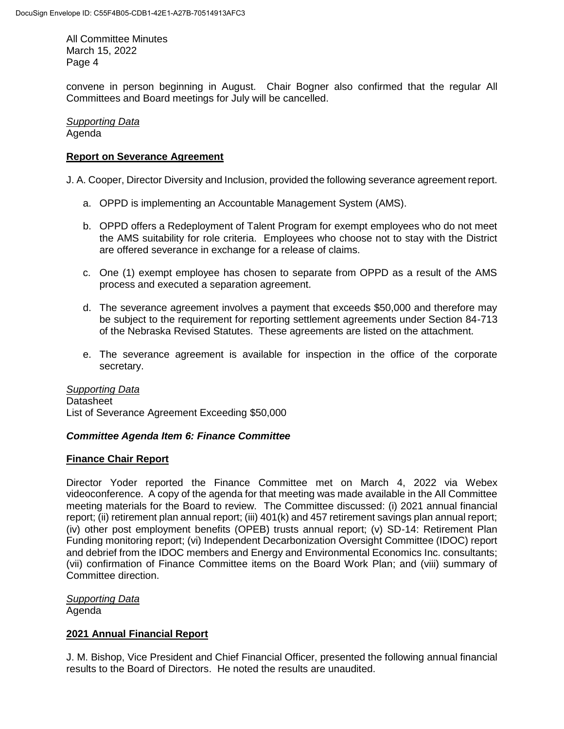convene in person beginning in August. Chair Bogner also confirmed that the regular All Committees and Board meetings for July will be cancelled.

*Supporting Data*
Agenda

**Report on Severance Agreement**

J. A. Cooper, Director Diversity and Inclusion, provided the following severance agreement report.

a. OPPD is implementing an Accountable Management System (AMS).

b. OPPD offers a Redeployment of Talent Program for exempt employees who do not meet the AMS suitability for role criteria. Employees who choose not to stay with the District are offered severance in exchange for a release of claims.

c. One (1) exempt employee has chosen to separate from OPPD as a result of the AMS process and executed a separation agreement.

d. The severance agreement involves a payment that exceeds $50,000 and therefore may be subject to the requirement for reporting settlement agreements under Section 84-713 of the Nebraska Revised Statutes. These agreements are listed on the attachment.

e. The severance agreement is available for inspection in the office of the corporate secretary.

*Supporting Data*
Datasheet
List of Severance Agreement Exceeding $50,000

***Committee Agenda Item 6: Finance Committee***

**Finance Chair Report**

Director Yoder reported the Finance Committee met on March 4, 2022 via Webex videoconference. A copy of the agenda for that meeting was made available in the All Committee meeting materials for the Board to review. The Committee discussed: (i) 2021 annual financial report; (ii) retirement plan annual report; (iii) 401(k) and 457 retirement savings plan annual report; (iv) other post employment benefits (OPEB) trusts annual report; (v) SD-14: Retirement Plan Funding monitoring report; (vi) Independent Decarbonization Oversight Committee (IDOC) report and debrief from the IDOC members and Energy and Environmental Economics Inc. consultants; (vii) confirmation of Finance Committee items on the Board Work Plan; and (viii) summary of Committee direction.

*Supporting Data*
Agenda

**2021 Annual Financial Report**

J. M. Bishop, Vice President and Chief Financial Officer, presented the following annual financial results to the Board of Directors. He noted the results are unaudited.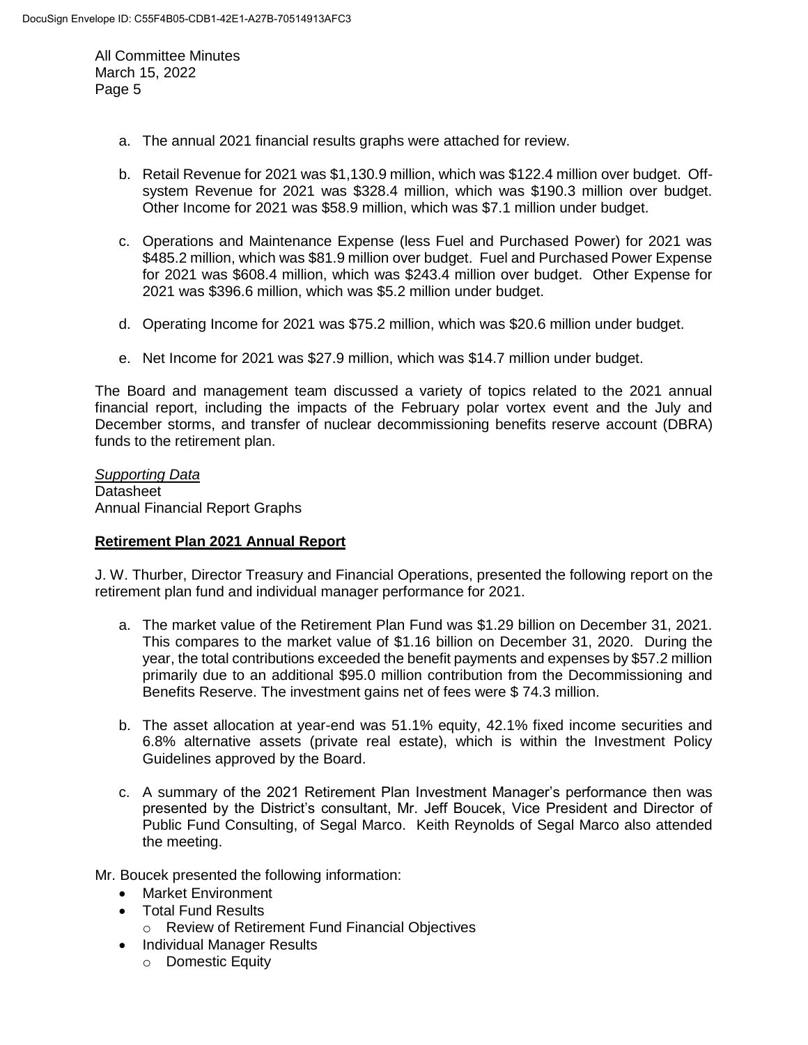a. The annual 2021 financial results graphs were attached for review.

b. Retail Revenue for 2021 was $1,130.9 million, which was $122.4 million over budget. Off-system Revenue for 2021 was $328.4 million, which was $190.3 million over budget. Other Income for 2021 was $58.9 million, which was $7.1 million under budget.

c. Operations and Maintenance Expense (less Fuel and Purchased Power) for 2021 was $485.2 million, which was $81.9 million over budget. Fuel and Purchased Power Expense for 2021 was $608.4 million, which was $243.4 million over budget. Other Expense for 2021 was $396.6 million, which was $5.2 million under budget.

d. Operating Income for 2021 was $75.2 million, which was $20.6 million under budget.

e. Net Income for 2021 was $27.9 million, which was $14.7 million under budget.

The Board and management team discussed a variety of topics related to the 2021 annual financial report, including the impacts of the February polar vortex event and the July and December storms, and transfer of nuclear decommissioning benefits reserve account (DBRA) funds to the retirement plan.

*Supporting Data*
Datasheet
Annual Financial Report Graphs

**Retirement Plan 2021 Annual Report**

J. W. Thurber, Director Treasury and Financial Operations, presented the following report on the retirement plan fund and individual manager performance for 2021.

a. The market value of the Retirement Plan Fund was $1.29 billion on December 31, 2021. This compares to the market value of $1.16 billion on December 31, 2020. During the year, the total contributions exceeded the benefit payments and expenses by $57.2 million primarily due to an additional $95.0 million contribution from the Decommissioning and Benefits Reserve. The investment gains net of fees were $ 74.3 million.

b. The asset allocation at year-end was 51.1% equity, 42.1% fixed income securities and 6.8% alternative assets (private real estate), which is within the Investment Policy Guidelines approved by the Board.

c. A summary of the 2021 Retirement Plan Investment Manager's performance then was presented by the District's consultant, Mr. Jeff Boucek, Vice President and Director of Public Fund Consulting, of Segal Marco. Keith Reynolds of Segal Marco also attended the meeting.

Mr. Boucek presented the following information:

- Market Environment
- Total Fund Results
  - Review of Retirement Fund Financial Objectives
- Individual Manager Results
  - Domestic Equity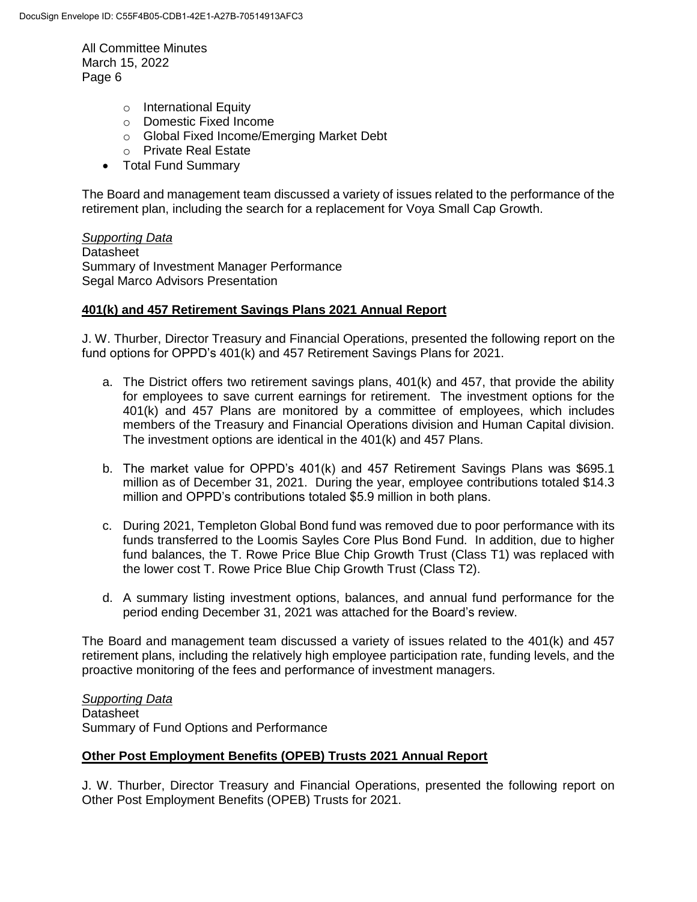- International Equity
  - Domestic Fixed Income
  - Global Fixed Income/Emerging Market Debt
  - Private Real Estate
- Total Fund Summary

The Board and management team discussed a variety of issues related to the performance of the retirement plan, including the search for a replacement for Voya Small Cap Growth.

*Supporting Data*
Datasheet
Summary of Investment Manager Performance
Segal Marco Advisors Presentation

## 401(k) and 457 Retirement Savings Plans 2021 Annual Report

J. W. Thurber, Director Treasury and Financial Operations, presented the following report on the fund options for OPPD's 401(k) and 457 Retirement Savings Plans for 2021.

a. The District offers two retirement savings plans, 401(k) and 457, that provide the ability for employees to save current earnings for retirement. The investment options for the 401(k) and 457 Plans are monitored by a committee of employees, which includes members of the Treasury and Financial Operations division and Human Capital division. The investment options are identical in the 401(k) and 457 Plans.

b. The market value for OPPD's 401(k) and 457 Retirement Savings Plans was $695.1 million as of December 31, 2021. During the year, employee contributions totaled $14.3 million and OPPD's contributions totaled $5.9 million in both plans.

c. During 2021, Templeton Global Bond fund was removed due to poor performance with its funds transferred to the Loomis Sayles Core Plus Bond Fund. In addition, due to higher fund balances, the T. Rowe Price Blue Chip Growth Trust (Class T1) was replaced with the lower cost T. Rowe Price Blue Chip Growth Trust (Class T2).

d. A summary listing investment options, balances, and annual fund performance for the period ending December 31, 2021 was attached for the Board's review.

The Board and management team discussed a variety of issues related to the 401(k) and 457 retirement plans, including the relatively high employee participation rate, funding levels, and the proactive monitoring of the fees and performance of investment managers.

*Supporting Data*
Datasheet
Summary of Fund Options and Performance

## Other Post Employment Benefits (OPEB) Trusts 2021 Annual Report

J. W. Thurber, Director Treasury and Financial Operations, presented the following report on Other Post Employment Benefits (OPEB) Trusts for 2021.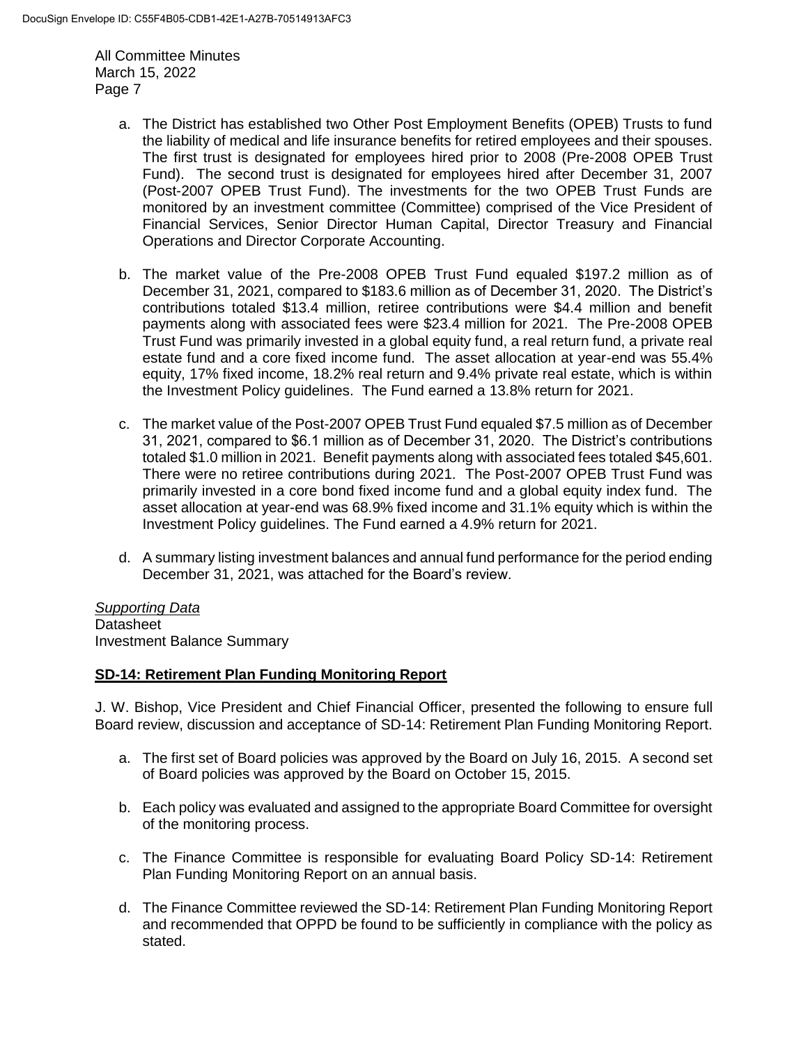a. The District has established two Other Post Employment Benefits (OPEB) Trusts to fund the liability of medical and life insurance benefits for retired employees and their spouses. The first trust is designated for employees hired prior to 2008 (Pre-2008 OPEB Trust Fund). The second trust is designated for employees hired after December 31, 2007 (Post-2007 OPEB Trust Fund). The investments for the two OPEB Trust Funds are monitored by an investment committee (Committee) comprised of the Vice President of Financial Services, Senior Director Human Capital, Director Treasury and Financial Operations and Director Corporate Accounting.

b. The market value of the Pre-2008 OPEB Trust Fund equaled $197.2 million as of December 31, 2021, compared to $183.6 million as of December 31, 2020. The District's contributions totaled $13.4 million, retiree contributions were $4.4 million and benefit payments along with associated fees were $23.4 million for 2021. The Pre-2008 OPEB Trust Fund was primarily invested in a global equity fund, a real return fund, a private real estate fund and a core fixed income fund. The asset allocation at year-end was 55.4% equity, 17% fixed income, 18.2% real return and 9.4% private real estate, which is within the Investment Policy guidelines. The Fund earned a 13.8% return for 2021.

c. The market value of the Post-2007 OPEB Trust Fund equaled $7.5 million as of December 31, 2021, compared to $6.1 million as of December 31, 2020. The District's contributions totaled $1.0 million in 2021. Benefit payments along with associated fees totaled $45,601. There were no retiree contributions during 2021. The Post-2007 OPEB Trust Fund was primarily invested in a core bond fixed income fund and a global equity index fund. The asset allocation at year-end was 68.9% fixed income and 31.1% equity which is within the Investment Policy guidelines. The Fund earned a 4.9% return for 2021.

d. A summary listing investment balances and annual fund performance for the period ending December 31, 2021, was attached for the Board's review.

*Supporting Data*
Datasheet
Investment Balance Summary

## SD-14: Retirement Plan Funding Monitoring Report

J. W. Bishop, Vice President and Chief Financial Officer, presented the following to ensure full Board review, discussion and acceptance of SD-14: Retirement Plan Funding Monitoring Report.

a. The first set of Board policies was approved by the Board on July 16, 2015. A second set of Board policies was approved by the Board on October 15, 2015.

b. Each policy was evaluated and assigned to the appropriate Board Committee for oversight of the monitoring process.

c. The Finance Committee is responsible for evaluating Board Policy SD-14: Retirement Plan Funding Monitoring Report on an annual basis.

d. The Finance Committee reviewed the SD-14: Retirement Plan Funding Monitoring Report and recommended that OPPD be found to be sufficiently in compliance with the policy as stated.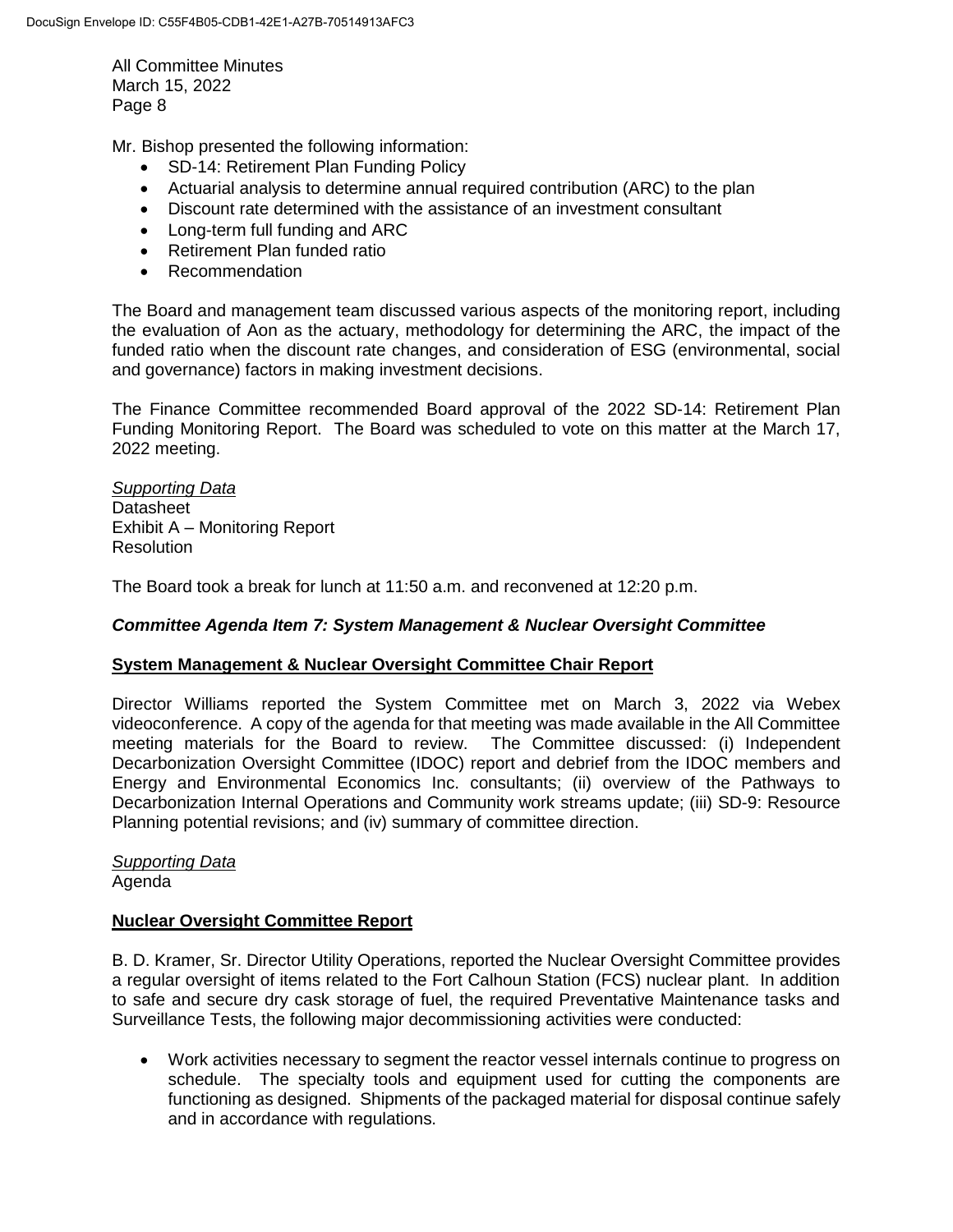Mr. Bishop presented the following information:

- SD-14: Retirement Plan Funding Policy
- Actuarial analysis to determine annual required contribution (ARC) to the plan
- Discount rate determined with the assistance of an investment consultant
- Long-term full funding and ARC
- Retirement Plan funded ratio
- Recommendation

The Board and management team discussed various aspects of the monitoring report, including the evaluation of Aon as the actuary, methodology for determining the ARC, the impact of the funded ratio when the discount rate changes, and consideration of ESG (environmental, social and governance) factors in making investment decisions.

The Finance Committee recommended Board approval of the 2022 SD-14: Retirement Plan Funding Monitoring Report. The Board was scheduled to vote on this matter at the March 17, 2022 meeting.

*Supporting Data*
Datasheet
Exhibit A – Monitoring Report
Resolution

The Board took a break for lunch at 11:50 a.m. and reconvened at 12:20 p.m.

### *Committee Agenda Item 7: System Management & Nuclear Oversight Committee*

**System Management & Nuclear Oversight Committee Chair Report**

Director Williams reported the System Committee met on March 3, 2022 via Webex videoconference. A copy of the agenda for that meeting was made available in the All Committee meeting materials for the Board to review. The Committee discussed: (i) Independent Decarbonization Oversight Committee (IDOC) report and debrief from the IDOC members and Energy and Environmental Economics Inc. consultants; (ii) overview of the Pathways to Decarbonization Internal Operations and Community work streams update; (iii) SD-9: Resource Planning potential revisions; and (iv) summary of committee direction.

*Supporting Data*
Agenda

**Nuclear Oversight Committee Report**

B. D. Kramer, Sr. Director Utility Operations, reported the Nuclear Oversight Committee provides a regular oversight of items related to the Fort Calhoun Station (FCS) nuclear plant. In addition to safe and secure dry cask storage of fuel, the required Preventative Maintenance tasks and Surveillance Tests, the following major decommissioning activities were conducted:

- Work activities necessary to segment the reactor vessel internals continue to progress on schedule. The specialty tools and equipment used for cutting the components are functioning as designed. Shipments of the packaged material for disposal continue safely and in accordance with regulations.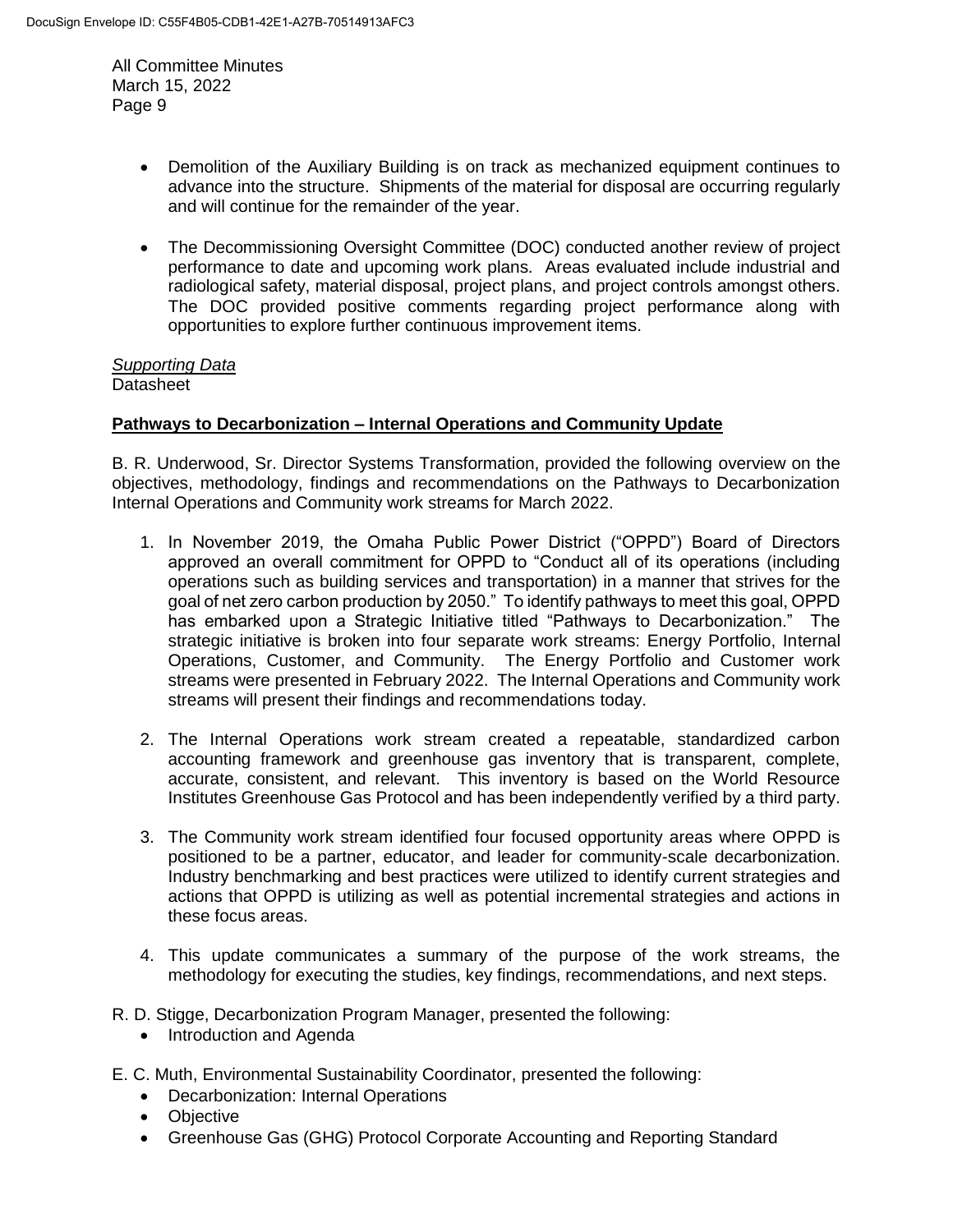- Demolition of the Auxiliary Building is on track as mechanized equipment continues to advance into the structure. Shipments of the material for disposal are occurring regularly and will continue for the remainder of the year.

- The Decommissioning Oversight Committee (DOC) conducted another review of project performance to date and upcoming work plans. Areas evaluated include industrial and radiological safety, material disposal, project plans, and project controls amongst others. The DOC provided positive comments regarding project performance along with opportunities to explore further continuous improvement items.

*Supporting Data*
Datasheet

**Pathways to Decarbonization – Internal Operations and Community Update**

B. R. Underwood, Sr. Director Systems Transformation, provided the following overview on the objectives, methodology, findings and recommendations on the Pathways to Decarbonization Internal Operations and Community work streams for March 2022.

1. In November 2019, the Omaha Public Power District ("OPPD") Board of Directors approved an overall commitment for OPPD to "Conduct all of its operations (including operations such as building services and transportation) in a manner that strives for the goal of net zero carbon production by 2050." To identify pathways to meet this goal, OPPD has embarked upon a Strategic Initiative titled "Pathways to Decarbonization." The strategic initiative is broken into four separate work streams: Energy Portfolio, Internal Operations, Customer, and Community. The Energy Portfolio and Customer work streams were presented in February 2022. The Internal Operations and Community work streams will present their findings and recommendations today.

2. The Internal Operations work stream created a repeatable, standardized carbon accounting framework and greenhouse gas inventory that is transparent, complete, accurate, consistent, and relevant. This inventory is based on the World Resource Institutes Greenhouse Gas Protocol and has been independently verified by a third party.

3. The Community work stream identified four focused opportunity areas where OPPD is positioned to be a partner, educator, and leader for community-scale decarbonization. Industry benchmarking and best practices were utilized to identify current strategies and actions that OPPD is utilizing as well as potential incremental strategies and actions in these focus areas.

4. This update communicates a summary of the purpose of the work streams, the methodology for executing the studies, key findings, recommendations, and next steps.

R. D. Stigge, Decarbonization Program Manager, presented the following:

- Introduction and Agenda

E. C. Muth, Environmental Sustainability Coordinator, presented the following:

- Decarbonization: Internal Operations
- Objective
- Greenhouse Gas (GHG) Protocol Corporate Accounting and Reporting Standard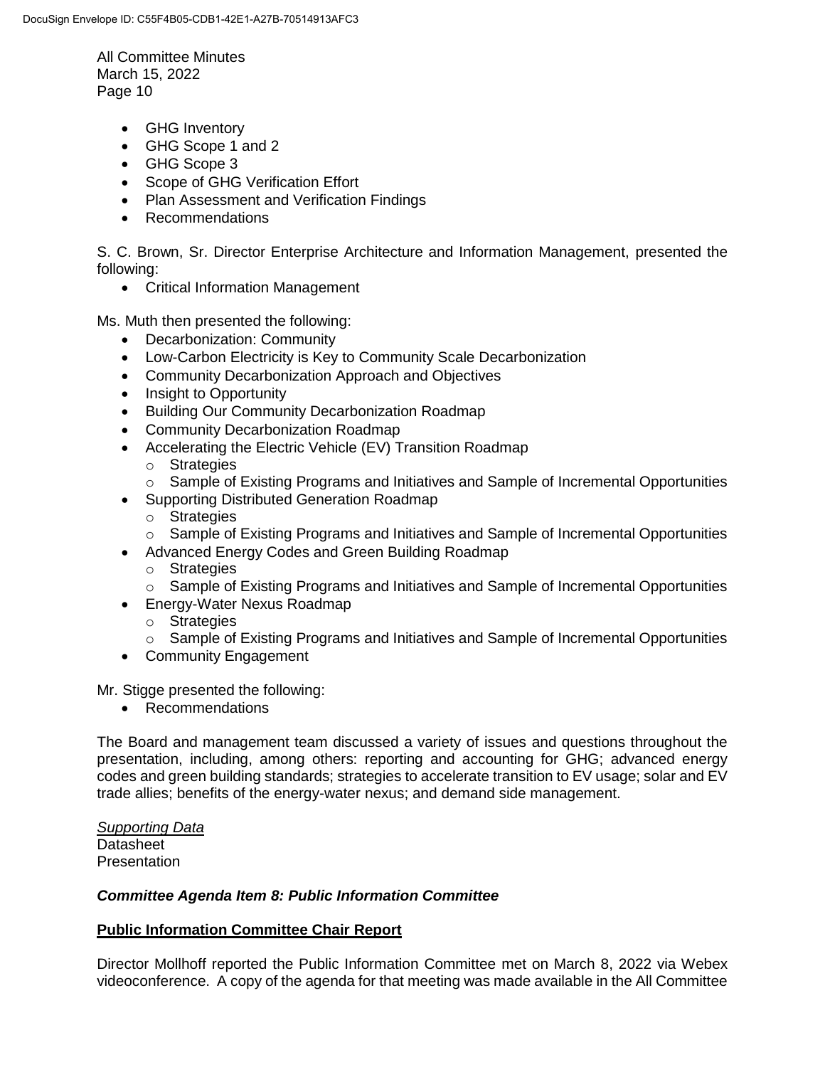- GHG Inventory
- GHG Scope 1 and 2
- GHG Scope 3
- Scope of GHG Verification Effort
- Plan Assessment and Verification Findings
- Recommendations

S. C. Brown, Sr. Director Enterprise Architecture and Information Management, presented the following:

- Critical Information Management

Ms. Muth then presented the following:

- Decarbonization: Community
- Low-Carbon Electricity is Key to Community Scale Decarbonization
- Community Decarbonization Approach and Objectives
- Insight to Opportunity
- Building Our Community Decarbonization Roadmap
- Community Decarbonization Roadmap
- Accelerating the Electric Vehicle (EV) Transition Roadmap
  - Strategies
  - Sample of Existing Programs and Initiatives and Sample of Incremental Opportunities
- Supporting Distributed Generation Roadmap
  - Strategies
  - Sample of Existing Programs and Initiatives and Sample of Incremental Opportunities
- Advanced Energy Codes and Green Building Roadmap
  - Strategies
  - Sample of Existing Programs and Initiatives and Sample of Incremental Opportunities
- Energy-Water Nexus Roadmap
  - Strategies
  - Sample of Existing Programs and Initiatives and Sample of Incremental Opportunities
- Community Engagement

Mr. Stigge presented the following:

- Recommendations

The Board and management team discussed a variety of issues and questions throughout the presentation, including, among others: reporting and accounting for GHG; advanced energy codes and green building standards; strategies to accelerate transition to EV usage; solar and EV trade allies; benefits of the energy-water nexus; and demand side management.

*Supporting Data*
Datasheet
Presentation

***Committee Agenda Item 8: Public Information Committee***

**Public Information Committee Chair Report**

Director Mollhoff reported the Public Information Committee met on March 8, 2022 via Webex videoconference. A copy of the agenda for that meeting was made available in the All Committee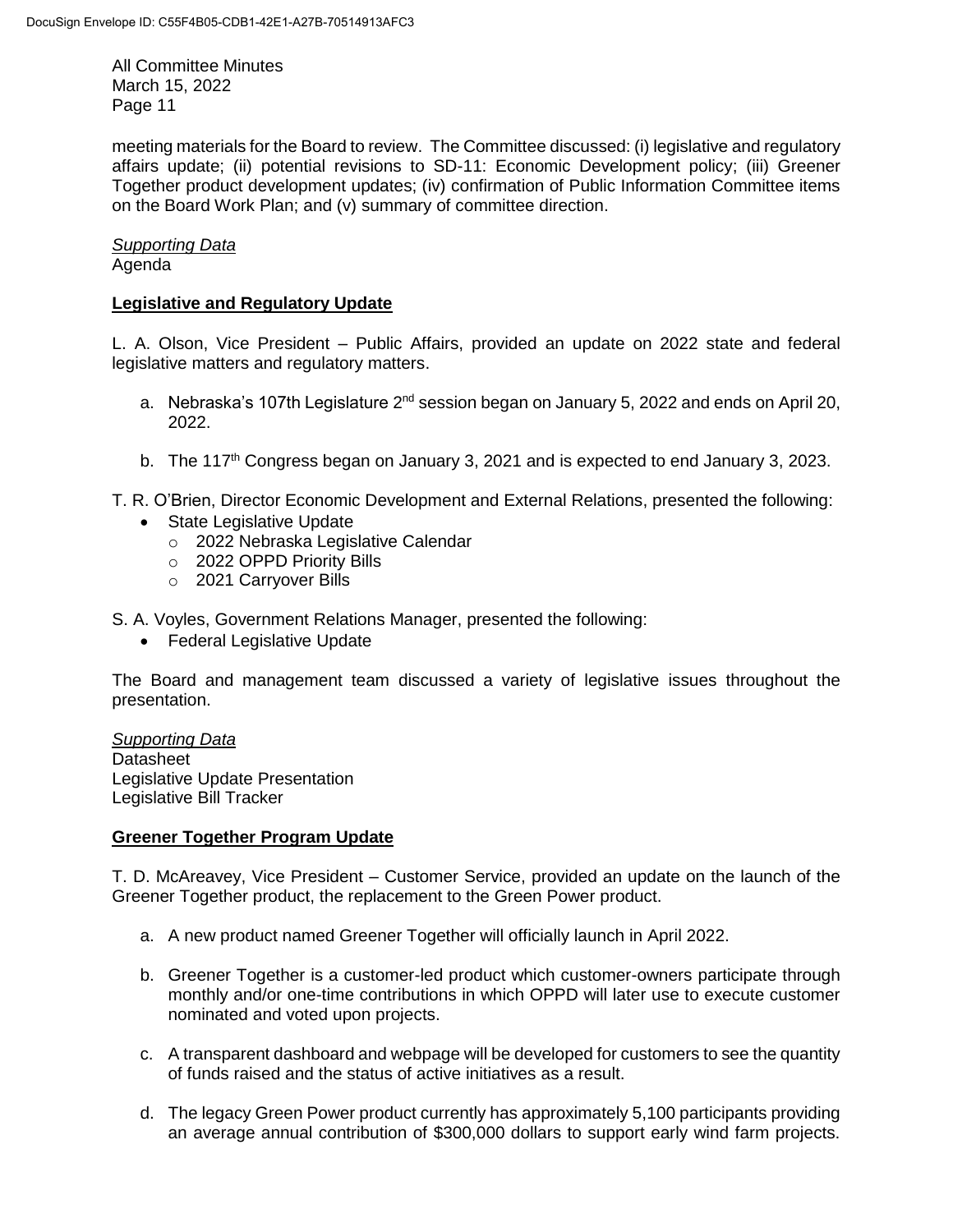meeting materials for the Board to review. The Committee discussed: (i) legislative and regulatory affairs update; (ii) potential revisions to SD-11: Economic Development policy; (iii) Greener Together product development updates; (iv) confirmation of Public Information Committee items on the Board Work Plan; and (v) summary of committee direction.

*Supporting Data*
Agenda

**Legislative and Regulatory Update**

L. A. Olson, Vice President – Public Affairs, provided an update on 2022 state and federal legislative matters and regulatory matters.

a. Nebraska's 107th Legislature 2nd session began on January 5, 2022 and ends on April 20, 2022.

b. The 117th Congress began on January 3, 2021 and is expected to end January 3, 2023.

T. R. O'Brien, Director Economic Development and External Relations, presented the following:

- State Legislative Update
  - 2022 Nebraska Legislative Calendar
  - 2022 OPPD Priority Bills
  - 2021 Carryover Bills

S. A. Voyles, Government Relations Manager, presented the following:

- Federal Legislative Update

The Board and management team discussed a variety of legislative issues throughout the presentation.

*Supporting Data*
Datasheet
Legislative Update Presentation
Legislative Bill Tracker

**Greener Together Program Update**

T. D. McAreavey, Vice President – Customer Service, provided an update on the launch of the Greener Together product, the replacement to the Green Power product.

a. A new product named Greener Together will officially launch in April 2022.

b. Greener Together is a customer-led product which customer-owners participate through monthly and/or one-time contributions in which OPPD will later use to execute customer nominated and voted upon projects.

c. A transparent dashboard and webpage will be developed for customers to see the quantity of funds raised and the status of active initiatives as a result.

d. The legacy Green Power product currently has approximately 5,100 participants providing an average annual contribution of $300,000 dollars to support early wind farm projects.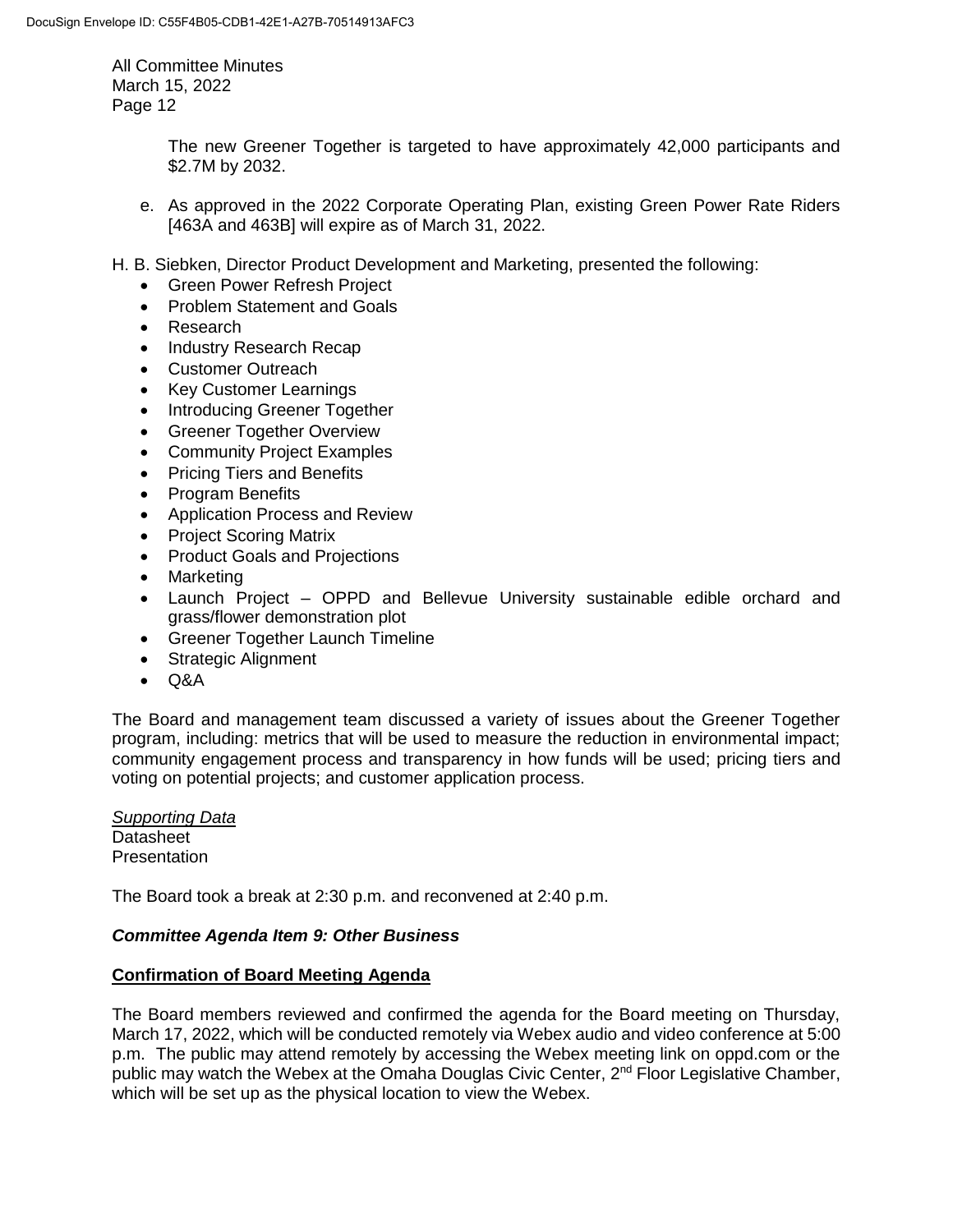The new Greener Together is targeted to have approximately 42,000 participants and \$2.7M by 2032.

e. As approved in the 2022 Corporate Operating Plan, existing Green Power Rate Riders [463A and 463B] will expire as of March 31, 2022.

H. B. Siebken, Director Product Development and Marketing, presented the following:

- Green Power Refresh Project
- Problem Statement and Goals
- Research
- Industry Research Recap
- Customer Outreach
- Key Customer Learnings
- Introducing Greener Together
- Greener Together Overview
- Community Project Examples
- Pricing Tiers and Benefits
- Program Benefits
- Application Process and Review
- Project Scoring Matrix
- Product Goals and Projections
- Marketing
- Launch Project – OPPD and Bellevue University sustainable edible orchard and grass/flower demonstration plot
- Greener Together Launch Timeline
- Strategic Alignment
- Q&A

The Board and management team discussed a variety of issues about the Greener Together program, including: metrics that will be used to measure the reduction in environmental impact; community engagement process and transparency in how funds will be used; pricing tiers and voting on potential projects; and customer application process.

*Supporting Data*
Datasheet
Presentation

The Board took a break at 2:30 p.m. and reconvened at 2:40 p.m.

### *Committee Agenda Item 9: Other Business*

**Confirmation of Board Meeting Agenda**

The Board members reviewed and confirmed the agenda for the Board meeting on Thursday, March 17, 2022, which will be conducted remotely via Webex audio and video conference at 5:00 p.m. The public may attend remotely by accessing the Webex meeting link on oppd.com or the public may watch the Webex at the Omaha Douglas Civic Center, 2nd Floor Legislative Chamber, which will be set up as the physical location to view the Webex.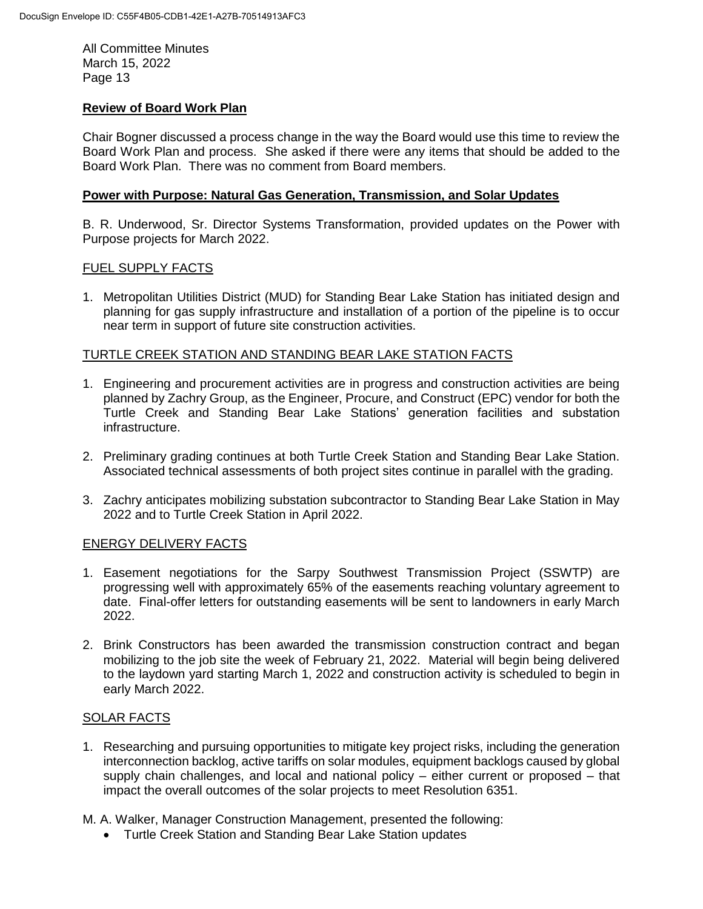**Review of Board Work Plan**

Chair Bogner discussed a process change in the way the Board would use this time to review the Board Work Plan and process. She asked if there were any items that should be added to the Board Work Plan. There was no comment from Board members.

**Power with Purpose: Natural Gas Generation, Transmission, and Solar Updates**

B. R. Underwood, Sr. Director Systems Transformation, provided updates on the Power with Purpose projects for March 2022.

FUEL SUPPLY FACTS

1. Metropolitan Utilities District (MUD) for Standing Bear Lake Station has initiated design and planning for gas supply infrastructure and installation of a portion of the pipeline is to occur near term in support of future site construction activities.

TURTLE CREEK STATION AND STANDING BEAR LAKE STATION FACTS

1. Engineering and procurement activities are in progress and construction activities are being planned by Zachry Group, as the Engineer, Procure, and Construct (EPC) vendor for both the Turtle Creek and Standing Bear Lake Stations' generation facilities and substation infrastructure.
2. Preliminary grading continues at both Turtle Creek Station and Standing Bear Lake Station. Associated technical assessments of both project sites continue in parallel with the grading.
3. Zachry anticipates mobilizing substation subcontractor to Standing Bear Lake Station in May 2022 and to Turtle Creek Station in April 2022.

ENERGY DELIVERY FACTS

1. Easement negotiations for the Sarpy Southwest Transmission Project (SSWTP) are progressing well with approximately 65% of the easements reaching voluntary agreement to date. Final-offer letters for outstanding easements will be sent to landowners in early March 2022.
2. Brink Constructors has been awarded the transmission construction contract and began mobilizing to the job site the week of February 21, 2022. Material will begin being delivered to the laydown yard starting March 1, 2022 and construction activity is scheduled to begin in early March 2022.

SOLAR FACTS

1. Researching and pursuing opportunities to mitigate key project risks, including the generation interconnection backlog, active tariffs on solar modules, equipment backlogs caused by global supply chain challenges, and local and national policy – either current or proposed – that impact the overall outcomes of the solar projects to meet Resolution 6351.

M. A. Walker, Manager Construction Management, presented the following:

- Turtle Creek Station and Standing Bear Lake Station updates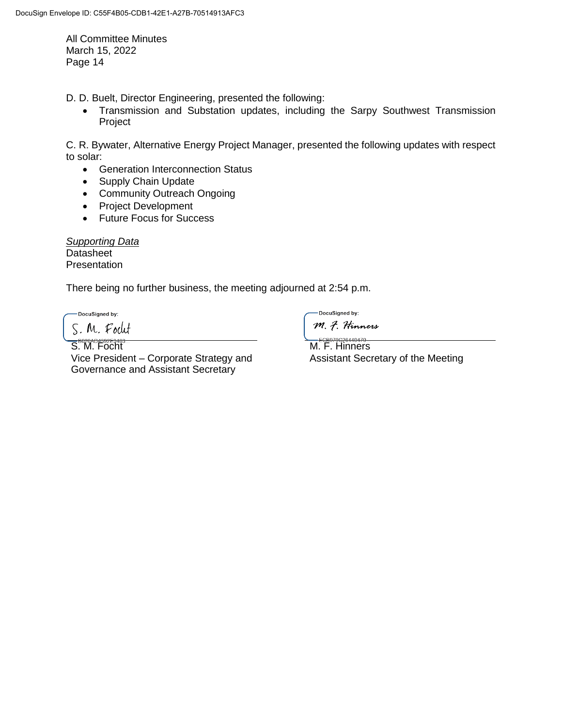D. D. Buelt, Director Engineering, presented the following:

- Transmission and Substation updates, including the Sarpy Southwest Transmission Project

C. R. Bywater, Alternative Energy Project Manager, presented the following updates with respect to solar:

- Generation Interconnection Status
- Supply Chain Update
- Community Outreach Ongoing
- Project Development
- Future Focus for Success

*Supporting Data*
Datasheet
Presentation

There being no further business, the meeting adjourned at 2:54 p.m.

DocuSigned by:
S. M. Focht
B626AD4592E3483
S. M. Focht
Vice President – Corporate Strategy and Governance and Assistant Secretary

DocuSigned by:
M. F. Hinners
ECB079C28449479
M. F. Hinners
Assistant Secretary of the Meeting